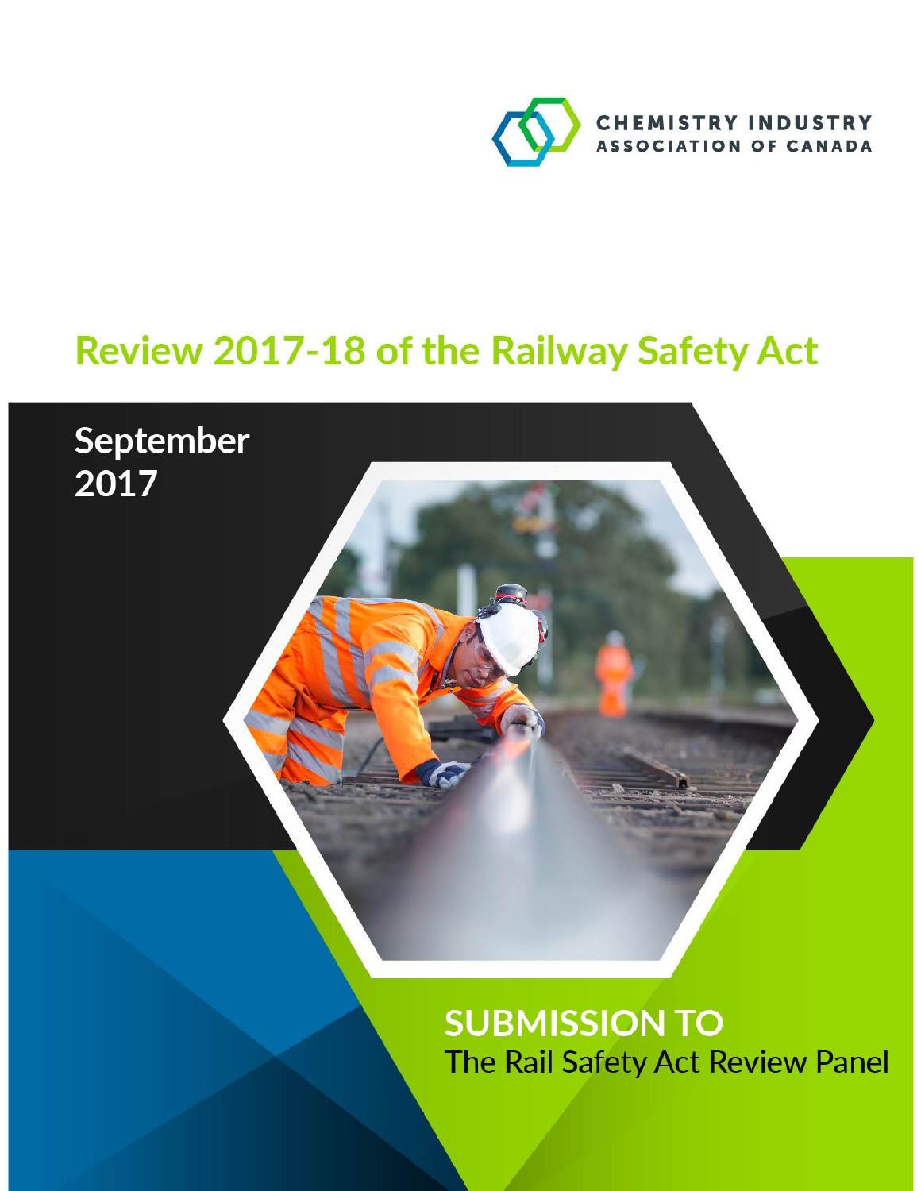CHEMISTRY INDUSTRY ASSOCIATION OF CANADA

# Review 2017-18 of the Railway Safety Act

September 2017

## SUBMISSION TO

The Rail Safety Act Review Panel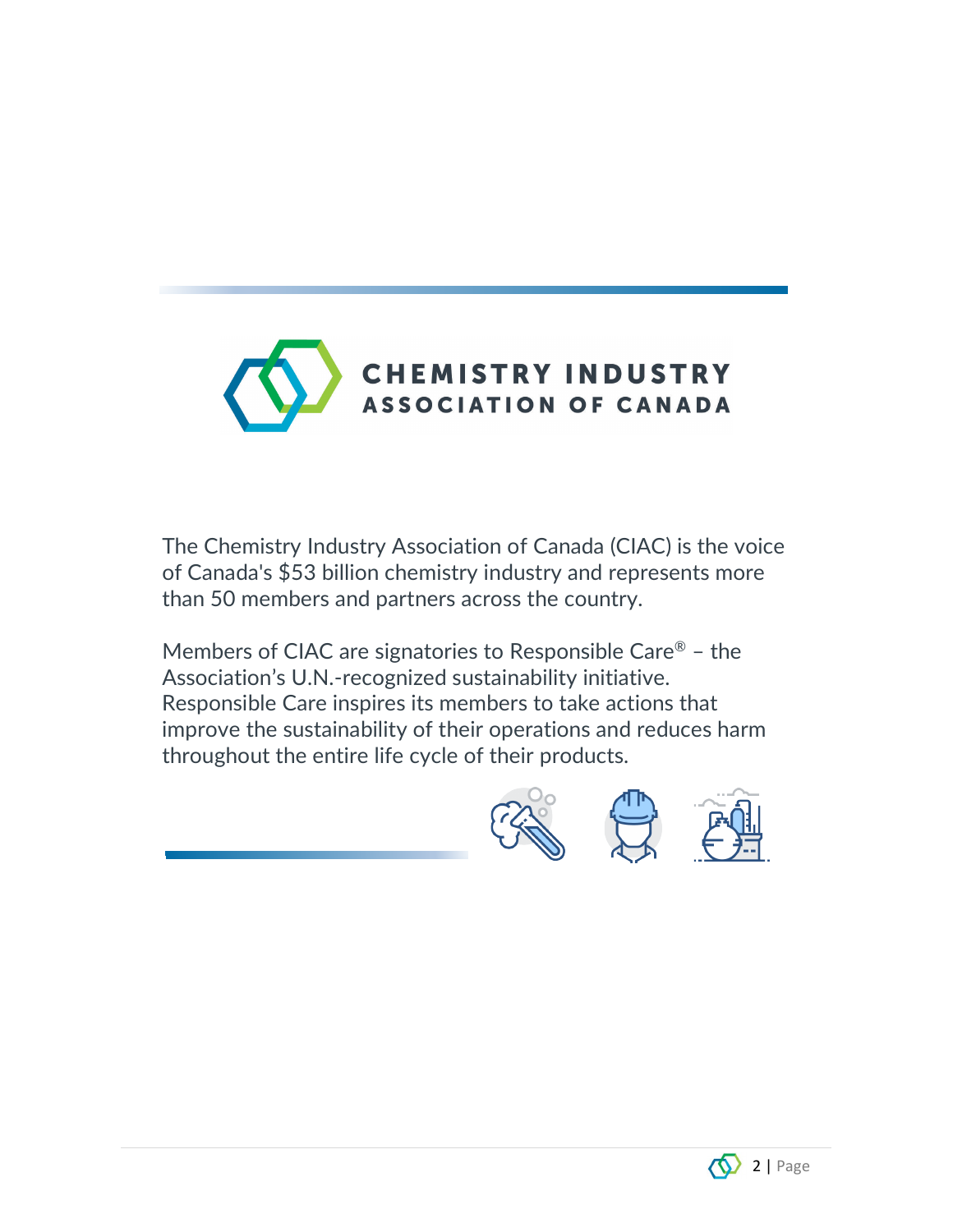# CHEMISTRY INDUSTRY ASSOCIATION OF CANADA

The Chemistry Industry Association of Canada (CIAC) is the voice of Canada's $53 billion chemistry industry and represents more than 50 members and partners across the country.

Members of CIAC are signatories to Responsible Care® – the Association's U.N.-recognized sustainability initiative. Responsible Care inspires its members to take actions that improve the sustainability of their operations and reduces harm throughout the entire life cycle of their products.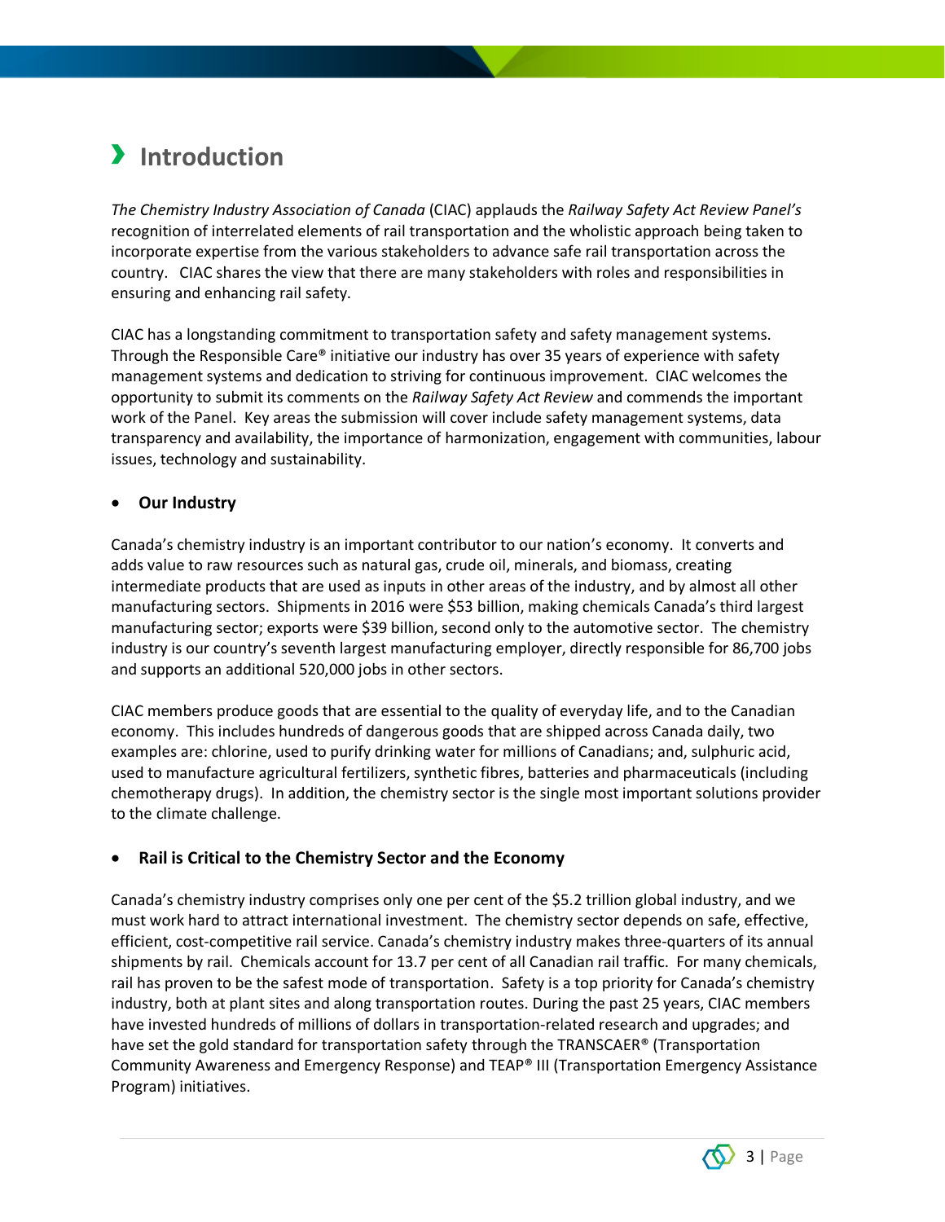# Introduction

*The Chemistry Industry Association of Canada* (CIAC) applauds the *Railway Safety Act Review Panel's* recognition of interrelated elements of rail transportation and the wholistic approach being taken to incorporate expertise from the various stakeholders to advance safe rail transportation across the country. CIAC shares the view that there are many stakeholders with roles and responsibilities in ensuring and enhancing rail safety.

CIAC has a longstanding commitment to transportation safety and safety management systems. Through the Responsible Care® initiative our industry has over 35 years of experience with safety management systems and dedication to striving for continuous improvement. CIAC welcomes the opportunity to submit its comments on the *Railway Safety Act Review* and commends the important work of the Panel. Key areas the submission will cover include safety management systems, data transparency and availability, the importance of harmonization, engagement with communities, labour issues, technology and sustainability.

- **Our Industry**

Canada's chemistry industry is an important contributor to our nation's economy. It converts and adds value to raw resources such as natural gas, crude oil, minerals, and biomass, creating intermediate products that are used as inputs in other areas of the industry, and by almost all other manufacturing sectors. Shipments in 2016 were $53 billion, making chemicals Canada's third largest manufacturing sector; exports were $39 billion, second only to the automotive sector. The chemistry industry is our country's seventh largest manufacturing employer, directly responsible for 86,700 jobs and supports an additional 520,000 jobs in other sectors.

CIAC members produce goods that are essential to the quality of everyday life, and to the Canadian economy. This includes hundreds of dangerous goods that are shipped across Canada daily, two examples are: chlorine, used to purify drinking water for millions of Canadians; and, sulphuric acid, used to manufacture agricultural fertilizers, synthetic fibres, batteries and pharmaceuticals (including chemotherapy drugs). In addition, the chemistry sector is the single most important solutions provider to the climate challenge.

- **Rail is Critical to the Chemistry Sector and the Economy**

Canada's chemistry industry comprises only one per cent of the $5.2 trillion global industry, and we must work hard to attract international investment. The chemistry sector depends on safe, effective, efficient, cost-competitive rail service. Canada's chemistry industry makes three-quarters of its annual shipments by rail. Chemicals account for 13.7 per cent of all Canadian rail traffic. For many chemicals, rail has proven to be the safest mode of transportation. Safety is a top priority for Canada's chemistry industry, both at plant sites and along transportation routes. During the past 25 years, CIAC members have invested hundreds of millions of dollars in transportation-related research and upgrades; and have set the gold standard for transportation safety through the TRANSCAER® (Transportation Community Awareness and Emergency Response) and TEAP® III (Transportation Emergency Assistance Program) initiatives.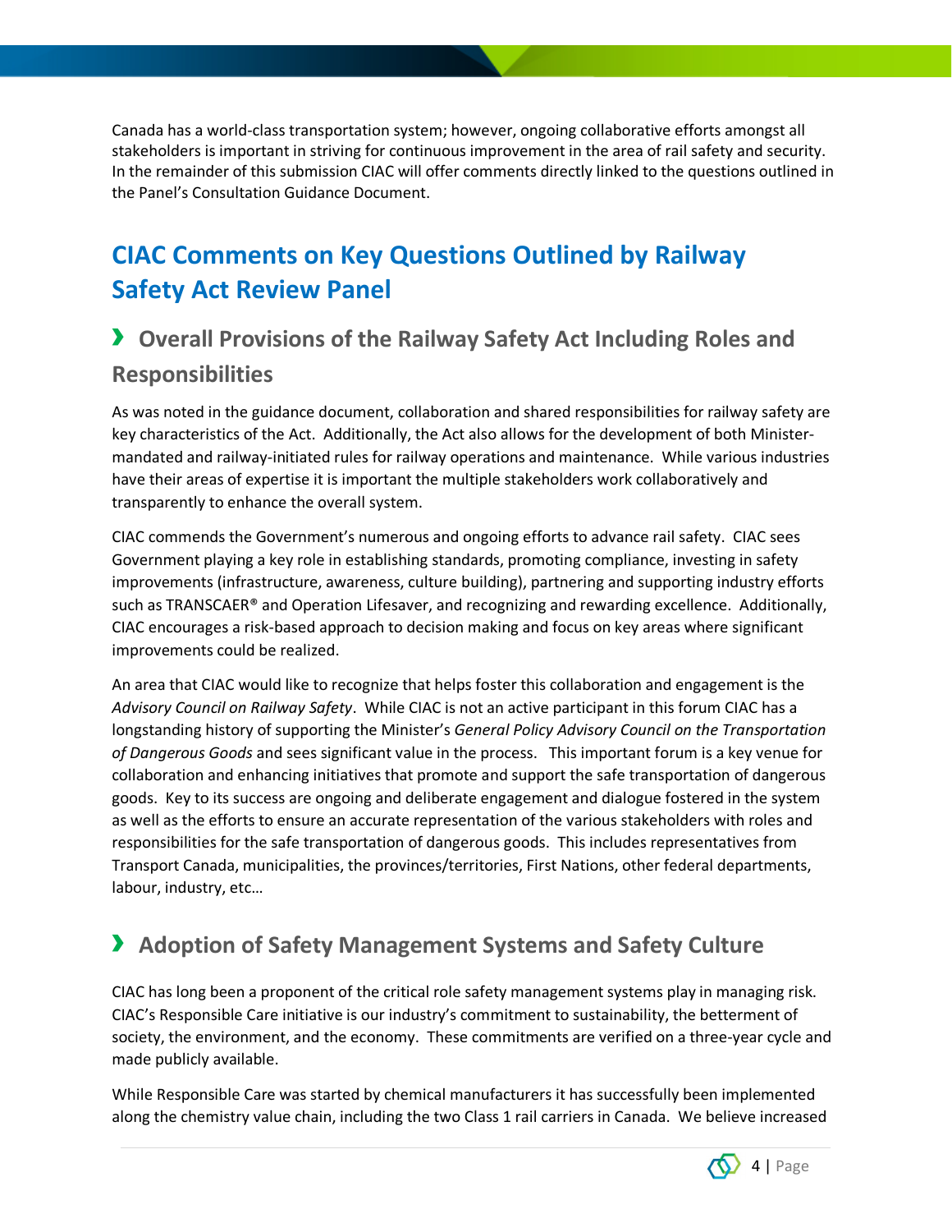Canada has a world-class transportation system; however, ongoing collaborative efforts amongst all stakeholders is important in striving for continuous improvement in the area of rail safety and security. In the remainder of this submission CIAC will offer comments directly linked to the questions outlined in the Panel's Consultation Guidance Document.

# CIAC Comments on Key Questions Outlined by Railway Safety Act Review Panel

## › Overall Provisions of the Railway Safety Act Including Roles and Responsibilities

As was noted in the guidance document, collaboration and shared responsibilities for railway safety are key characteristics of the Act. Additionally, the Act also allows for the development of both Minister-mandated and railway-initiated rules for railway operations and maintenance. While various industries have their areas of expertise it is important the multiple stakeholders work collaboratively and transparently to enhance the overall system.

CIAC commends the Government's numerous and ongoing efforts to advance rail safety. CIAC sees Government playing a key role in establishing standards, promoting compliance, investing in safety improvements (infrastructure, awareness, culture building), partnering and supporting industry efforts such as TRANSCAER® and Operation Lifesaver, and recognizing and rewarding excellence. Additionally, CIAC encourages a risk-based approach to decision making and focus on key areas where significant improvements could be realized.

An area that CIAC would like to recognize that helps foster this collaboration and engagement is the *Advisory Council on Railway Safety*. While CIAC is not an active participant in this forum CIAC has a longstanding history of supporting the Minister's *General Policy Advisory Council on the Transportation of Dangerous Goods* and sees significant value in the process. This important forum is a key venue for collaboration and enhancing initiatives that promote and support the safe transportation of dangerous goods. Key to its success are ongoing and deliberate engagement and dialogue fostered in the system as well as the efforts to ensure an accurate representation of the various stakeholders with roles and responsibilities for the safe transportation of dangerous goods. This includes representatives from Transport Canada, municipalities, the provinces/territories, First Nations, other federal departments, labour, industry, etc…

## › Adoption of Safety Management Systems and Safety Culture

CIAC has long been a proponent of the critical role safety management systems play in managing risk. CIAC's Responsible Care initiative is our industry's commitment to sustainability, the betterment of society, the environment, and the economy. These commitments are verified on a three-year cycle and made publicly available.

While Responsible Care was started by chemical manufacturers it has successfully been implemented along the chemistry value chain, including the two Class 1 rail carriers in Canada. We believe increased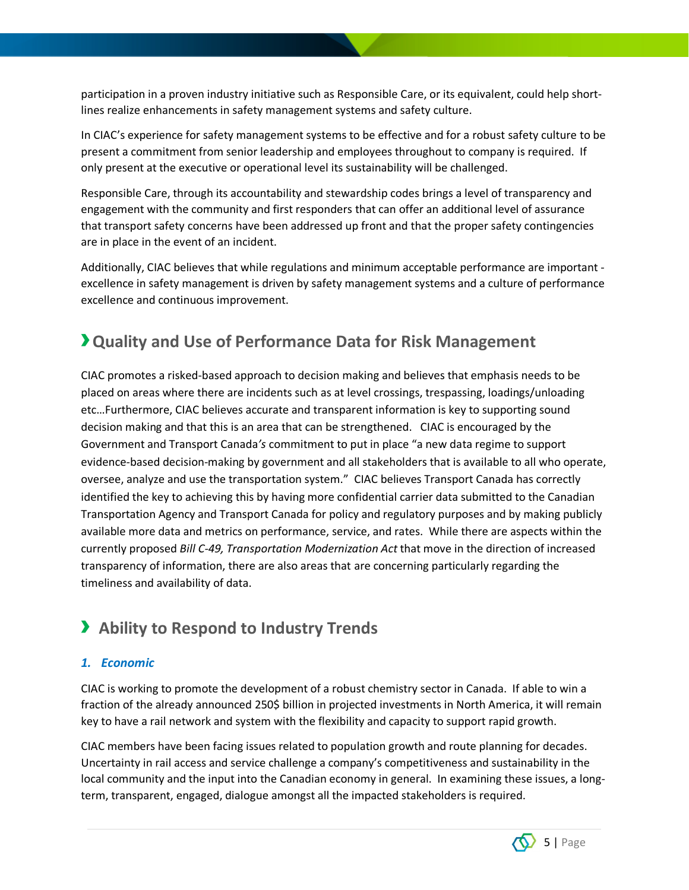participation in a proven industry initiative such as Responsible Care, or its equivalent, could help short-lines realize enhancements in safety management systems and safety culture.

In CIAC's experience for safety management systems to be effective and for a robust safety culture to be present a commitment from senior leadership and employees throughout to company is required. If only present at the executive or operational level its sustainability will be challenged.

Responsible Care, through its accountability and stewardship codes brings a level of transparency and engagement with the community and first responders that can offer an additional level of assurance that transport safety concerns have been addressed up front and that the proper safety contingencies are in place in the event of an incident.

Additionally, CIAC believes that while regulations and minimum acceptable performance are important - excellence in safety management is driven by safety management systems and a culture of performance excellence and continuous improvement.

## › Quality and Use of Performance Data for Risk Management

CIAC promotes a risked-based approach to decision making and believes that emphasis needs to be placed on areas where there are incidents such as at level crossings, trespassing, loadings/unloading etc…Furthermore, CIAC believes accurate and transparent information is key to supporting sound decision making and that this is an area that can be strengthened. CIAC is encouraged by the Government and Transport Canada*'s* commitment to put in place "a new data regime to support evidence-based decision-making by government and all stakeholders that is available to all who operate, oversee, analyze and use the transportation system." CIAC believes Transport Canada has correctly identified the key to achieving this by having more confidential carrier data submitted to the Canadian Transportation Agency and Transport Canada for policy and regulatory purposes and by making publicly available more data and metrics on performance, service, and rates. While there are aspects within the currently proposed *Bill C-49, Transportation Modernization Act* that move in the direction of increased transparency of information, there are also areas that are concerning particularly regarding the timeliness and availability of data.

## › Ability to Respond to Industry Trends

### *1. Economic*

CIAC is working to promote the development of a robust chemistry sector in Canada. If able to win a fraction of the already announced 250$ billion in projected investments in North America, it will remain key to have a rail network and system with the flexibility and capacity to support rapid growth.

CIAC members have been facing issues related to population growth and route planning for decades. Uncertainty in rail access and service challenge a company's competitiveness and sustainability in the local community and the input into the Canadian economy in general. In examining these issues, a long-term, transparent, engaged, dialogue amongst all the impacted stakeholders is required.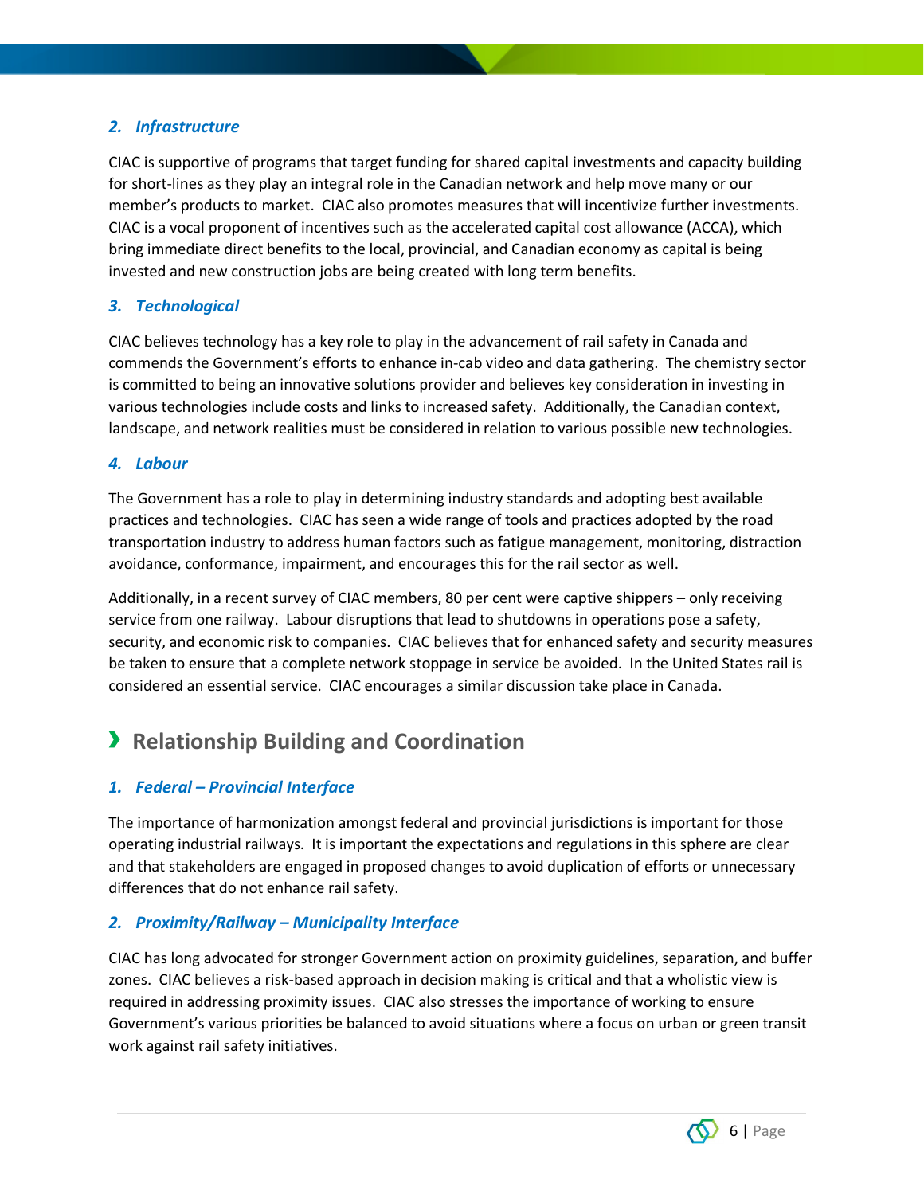### 2. *Infrastructure*

CIAC is supportive of programs that target funding for shared capital investments and capacity building for short-lines as they play an integral role in the Canadian network and help move many or our member's products to market. CIAC also promotes measures that will incentivize further investments. CIAC is a vocal proponent of incentives such as the accelerated capital cost allowance (ACCA), which bring immediate direct benefits to the local, provincial, and Canadian economy as capital is being invested and new construction jobs are being created with long term benefits.

### 3. *Technological*

CIAC believes technology has a key role to play in the advancement of rail safety in Canada and commends the Government's efforts to enhance in-cab video and data gathering. The chemistry sector is committed to being an innovative solutions provider and believes key consideration in investing in various technologies include costs and links to increased safety. Additionally, the Canadian context, landscape, and network realities must be considered in relation to various possible new technologies.

### 4. *Labour*

The Government has a role to play in determining industry standards and adopting best available practices and technologies. CIAC has seen a wide range of tools and practices adopted by the road transportation industry to address human factors such as fatigue management, monitoring, distraction avoidance, conformance, impairment, and encourages this for the rail sector as well.

Additionally, in a recent survey of CIAC members, 80 per cent were captive shippers – only receiving service from one railway. Labour disruptions that lead to shutdowns in operations pose a safety, security, and economic risk to companies. CIAC believes that for enhanced safety and security measures be taken to ensure that a complete network stoppage in service be avoided. In the United States rail is considered an essential service. CIAC encourages a similar discussion take place in Canada.

## › Relationship Building and Coordination

### 1. *Federal – Provincial Interface*

The importance of harmonization amongst federal and provincial jurisdictions is important for those operating industrial railways. It is important the expectations and regulations in this sphere are clear and that stakeholders are engaged in proposed changes to avoid duplication of efforts or unnecessary differences that do not enhance rail safety.

### 2. *Proximity/Railway – Municipality Interface*

CIAC has long advocated for stronger Government action on proximity guidelines, separation, and buffer zones. CIAC believes a risk-based approach in decision making is critical and that a wholistic view is required in addressing proximity issues. CIAC also stresses the importance of working to ensure Government's various priorities be balanced to avoid situations where a focus on urban or green transit work against rail safety initiatives.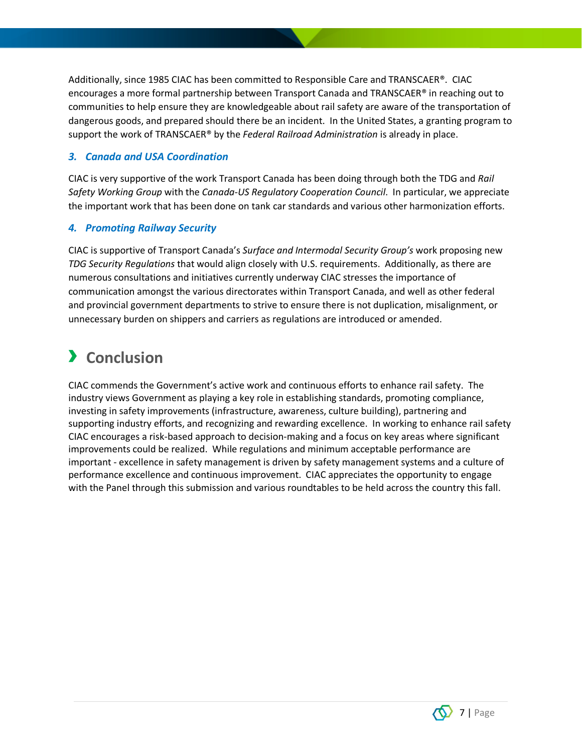Additionally, since 1985 CIAC has been committed to Responsible Care and TRANSCAER®. CIAC encourages a more formal partnership between Transport Canada and TRANSCAER® in reaching out to communities to help ensure they are knowledgeable about rail safety are aware of the transportation of dangerous goods, and prepared should there be an incident. In the United States, a granting program to support the work of TRANSCAER® by the *Federal Railroad Administration* is already in place.

### 3. Canada and USA Coordination

CIAC is very supportive of the work Transport Canada has been doing through both the TDG and *Rail Safety Working Group* with the *Canada-US Regulatory Cooperation Council*. In particular, we appreciate the important work that has been done on tank car standards and various other harmonization efforts.

### 4. Promoting Railway Security

CIAC is supportive of Transport Canada's *Surface and Intermodal Security Group's* work proposing new *TDG Security Regulations* that would align closely with U.S. requirements. Additionally, as there are numerous consultations and initiatives currently underway CIAC stresses the importance of communication amongst the various directorates within Transport Canada, and well as other federal and provincial government departments to strive to ensure there is not duplication, misalignment, or unnecessary burden on shippers and carriers as regulations are introduced or amended.

## Conclusion

CIAC commends the Government's active work and continuous efforts to enhance rail safety. The industry views Government as playing a key role in establishing standards, promoting compliance, investing in safety improvements (infrastructure, awareness, culture building), partnering and supporting industry efforts, and recognizing and rewarding excellence. In working to enhance rail safety CIAC encourages a risk-based approach to decision-making and a focus on key areas where significant improvements could be realized. While regulations and minimum acceptable performance are important - excellence in safety management is driven by safety management systems and a culture of performance excellence and continuous improvement. CIAC appreciates the opportunity to engage with the Panel through this submission and various roundtables to be held across the country this fall.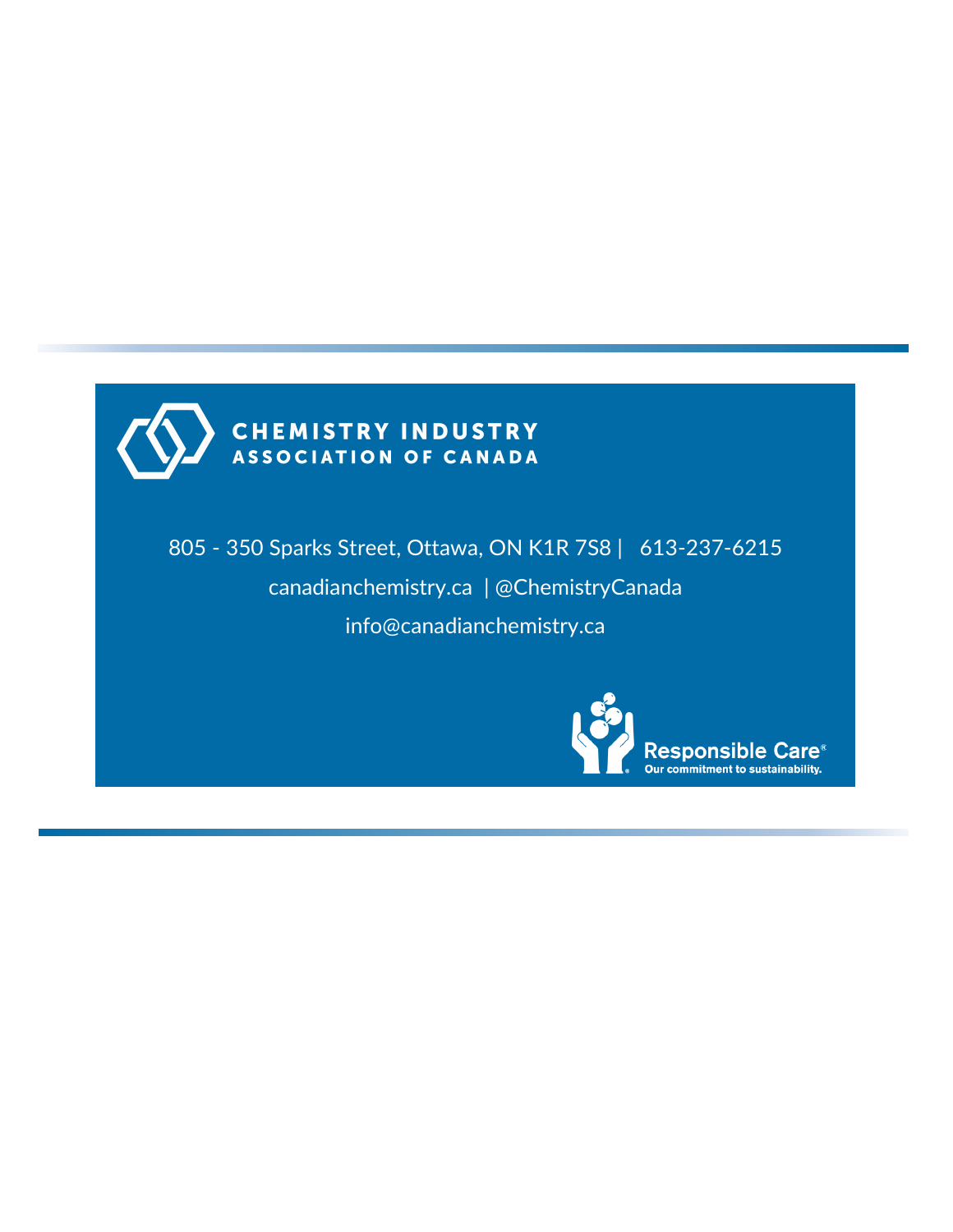**CHEMISTRY INDUSTRY**
**ASSOCIATION OF CANADA**

805 - 350 Sparks Street, Ottawa, ON K1R 7S8 | 613-237-6215

canadianchemistry.ca | @ChemistryCanada

info@canadianchemistry.ca

**Responsible Care®**
**Our commitment to sustainability.**